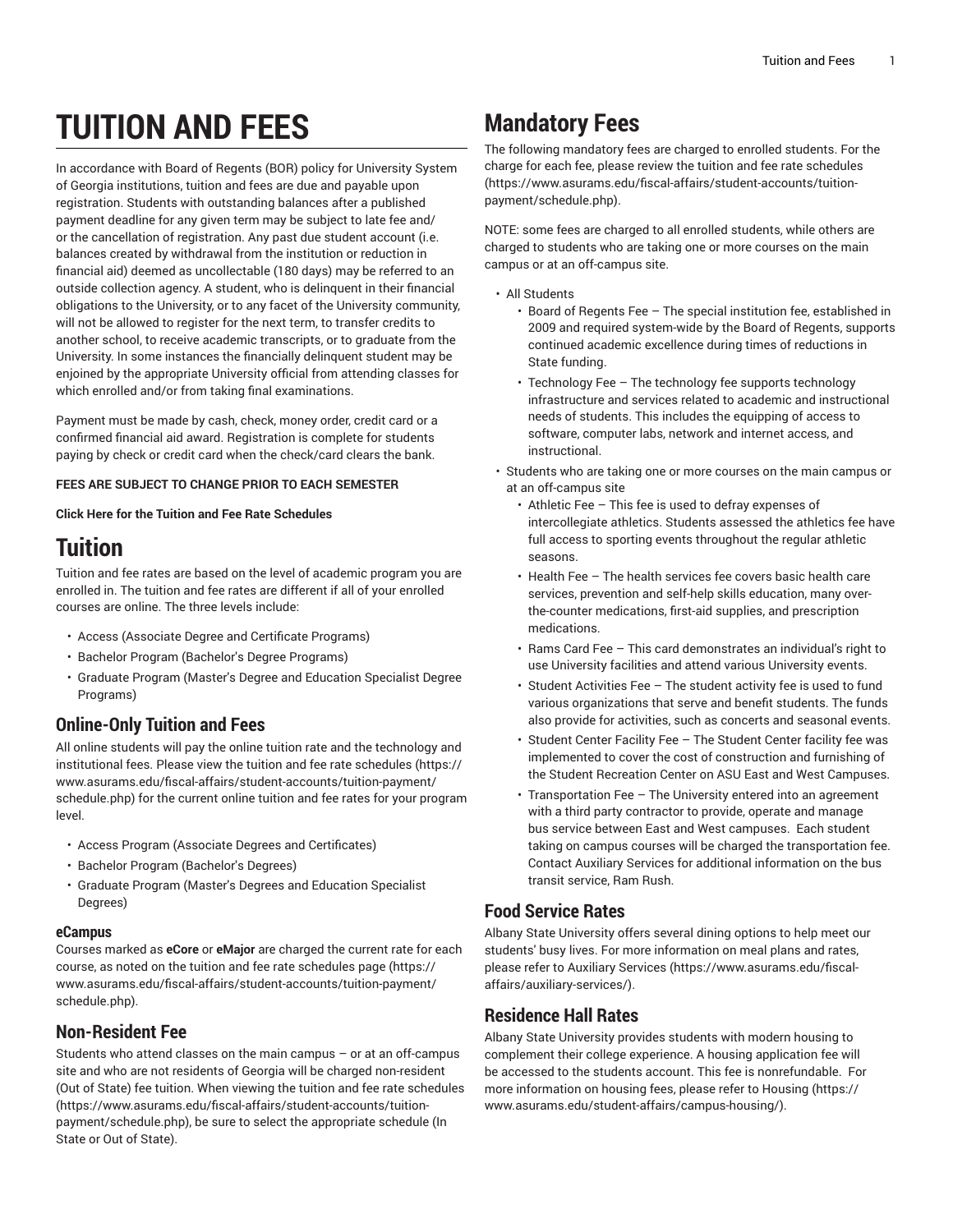# TUITION AND FEES

In accordance with Board of Regents (BOR) policy for University System of Georgia institutions, tuition and fees are due and payable upon registration. Students with outstanding balances after a published payment deadline for any given term may be subject to late fee and/or the cancellation of registration. Any past due student account (i.e. balances created by withdrawal from the institution or reduction in financial aid) deemed as uncollectable (180 days) may be referred to an outside collection agency. A student, who is delinquent in their financial obligations to the University, or to any facet of the University community, will not be allowed to register for the next term, to transfer credits to another school, to receive academic transcripts, or to graduate from the University. In some instances the financially delinquent student may be enjoined by the appropriate University official from attending classes for which enrolled and/or from taking final examinations.

Payment must be made by cash, check, money order, credit card or a confirmed financial aid award. Registration is complete for students paying by check or credit card when the check/card clears the bank.

**FEES ARE SUBJECT TO CHANGE PRIOR TO EACH SEMESTER**

**Click Here for the Tuition and Fee Rate Schedules**

## Tuition

Tuition and fee rates are based on the level of academic program you are enrolled in. The tuition and fee rates are different if all of your enrolled courses are online. The three levels include:

- Access (Associate Degree and Certificate Programs)
- Bachelor Program (Bachelor's Degree Programs)
- Graduate Program (Master's Degree and Education Specialist Degree Programs)

### Online-Only Tuition and Fees

All online students will pay the online tuition rate and the technology and institutional fees. Please view the tuition and fee rate schedules (https://www.asurams.edu/fiscal-affairs/student-accounts/tuition-payment/schedule.php) for the current online tuition and fee rates for your program level.

- Access Program (Associate Degrees and Certificates)
- Bachelor Program (Bachelor's Degrees)
- Graduate Program (Master's Degrees and Education Specialist Degrees)

#### eCampus

Courses marked as **eCore** or **eMajor** are charged the current rate for each course, as noted on the tuition and fee rate schedules page (https://www.asurams.edu/fiscal-affairs/student-accounts/tuition-payment/schedule.php).

### Non-Resident Fee

Students who attend classes on the main campus – or at an off-campus site and who are not residents of Georgia will be charged non-resident (Out of State) fee tuition. When viewing the tuition and fee rate schedules (https://www.asurams.edu/fiscal-affairs/student-accounts/tuition-payment/schedule.php), be sure to select the appropriate schedule (In State or Out of State).

## Mandatory Fees

The following mandatory fees are charged to enrolled students. For the charge for each fee, please review the tuition and fee rate schedules (https://www.asurams.edu/fiscal-affairs/student-accounts/tuition-payment/schedule.php).

NOTE: some fees are charged to all enrolled students, while others are charged to students who are taking one or more courses on the main campus or at an off-campus site.

- All Students
  - Board of Regents Fee – The special institution fee, established in 2009 and required system-wide by the Board of Regents, supports continued academic excellence during times of reductions in State funding.
  - Technology Fee – The technology fee supports technology infrastructure and services related to academic and instructional needs of students. This includes the equipping of access to software, computer labs, network and internet access, and instructional.
- Students who are taking one or more courses on the main campus or at an off-campus site
  - Athletic Fee – This fee is used to defray expenses of intercollegiate athletics. Students assessed the athletics fee have full access to sporting events throughout the regular athletic seasons.
  - Health Fee – The health services fee covers basic health care services, prevention and self-help skills education, many over-the-counter medications, first-aid supplies, and prescription medications.
  - Rams Card Fee – This card demonstrates an individual's right to use University facilities and attend various University events.
  - Student Activities Fee – The student activity fee is used to fund various organizations that serve and benefit students. The funds also provide for activities, such as concerts and seasonal events.
  - Student Center Facility Fee – The Student Center facility fee was implemented to cover the cost of construction and furnishing of the Student Recreation Center on ASU East and West Campuses.
  - Transportation Fee – The University entered into an agreement with a third party contractor to provide, operate and manage bus service between East and West campuses. Each student taking on campus courses will be charged the transportation fee. Contact Auxiliary Services for additional information on the bus transit service, Ram Rush.

### Food Service Rates

Albany State University offers several dining options to help meet our students' busy lives. For more information on meal plans and rates, please refer to Auxiliary Services (https://www.asurams.edu/fiscal-affairs/auxiliary-services/).

### Residence Hall Rates

Albany State University provides students with modern housing to complement their college experience. A housing application fee will be accessed to the students account. This fee is nonrefundable. For more information on housing fees, please refer to Housing (https://www.asurams.edu/student-affairs/campus-housing/).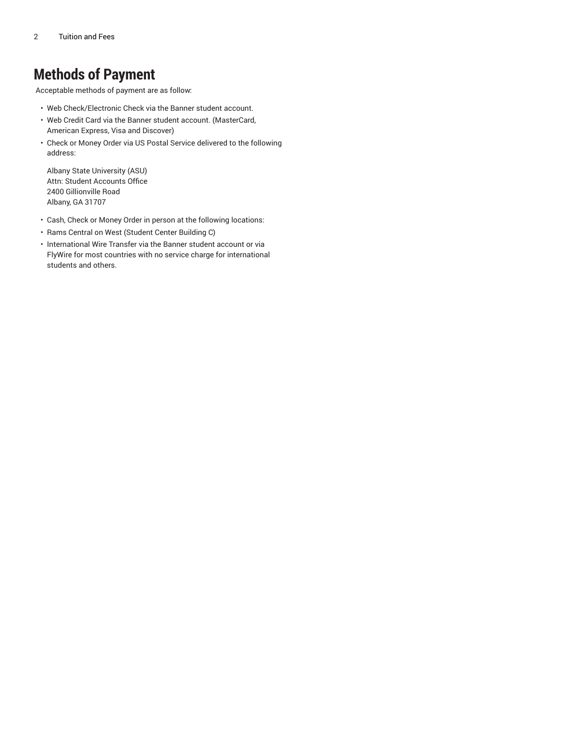## Methods of Payment

Acceptable methods of payment are as follow:

- Web Check/Electronic Check via the Banner student account.
- Web Credit Card via the Banner student account. (MasterCard, American Express, Visa and Discover)
- Check or Money Order via US Postal Service delivered to the following address:

  Albany State University (ASU)
  Attn: Student Accounts Office
  2400 Gillionville Road
  Albany, GA 31707

- Cash, Check or Money Order in person at the following locations:
- Rams Central on West (Student Center Building C)
- International Wire Transfer via the Banner student account or via FlyWire for most countries with no service charge for international students and others.